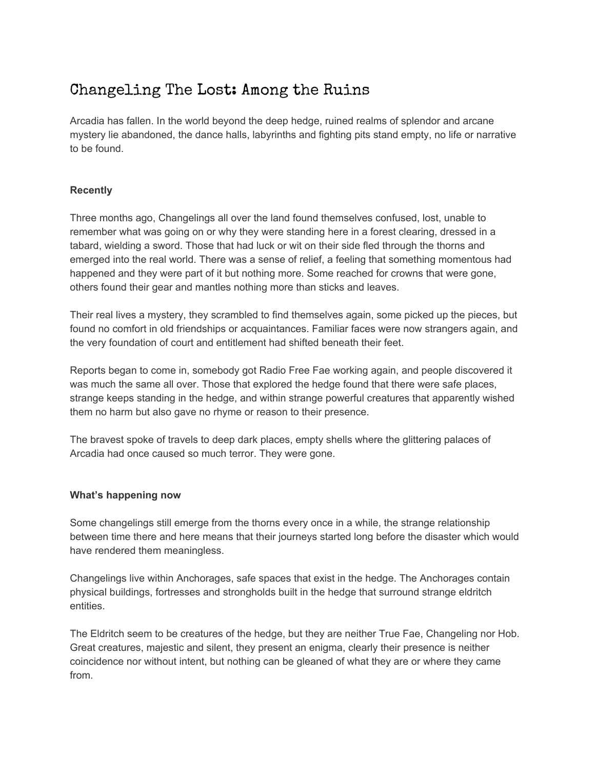# Changeling The Lost: Among the Ruins

Arcadia has fallen. In the world beyond the deep hedge, ruined realms of splendor and arcane mystery lie abandoned, the dance halls, labyrinths and fighting pits stand empty, no life or narrative to be found.

### Recently

Three months ago, Changelings all over the land found themselves confused, lost, unable to remember what was going on or why they were standing here in a forest clearing, dressed in a tabard, wielding a sword. Those that had luck or wit on their side fled through the thorns and emerged into the real world. There was a sense of relief, a feeling that something momentous had happened and they were part of it but nothing more. Some reached for crowns that were gone, others found their gear and mantles nothing more than sticks and leaves.

Their real lives a mystery, they scrambled to find themselves again, some picked up the pieces, but found no comfort in old friendships or acquaintances. Familiar faces were now strangers again, and the very foundation of court and entitlement had shifted beneath their feet.

Reports began to come in, somebody got Radio Free Fae working again, and people discovered it was much the same all over. Those that explored the hedge found that there were safe places, strange keeps standing in the hedge, and within strange powerful creatures that apparently wished them no harm but also gave no rhyme or reason to their presence.

The bravest spoke of travels to deep dark places, empty shells where the glittering palaces of Arcadia had once caused so much terror. They were gone.

### What's happening now

Some changelings still emerge from the thorns every once in a while, the strange relationship between time there and here means that their journeys started long before the disaster which would have rendered them meaningless.

Changelings live within Anchorages, safe spaces that exist in the hedge. The Anchorages contain physical buildings, fortresses and strongholds built in the hedge that surround strange eldritch entities.

The Eldritch seem to be creatures of the hedge, but they are neither True Fae, Changeling nor Hob. Great creatures, majestic and silent, they present an enigma, clearly their presence is neither coincidence nor without intent, but nothing can be gleaned of what they are or where they came from.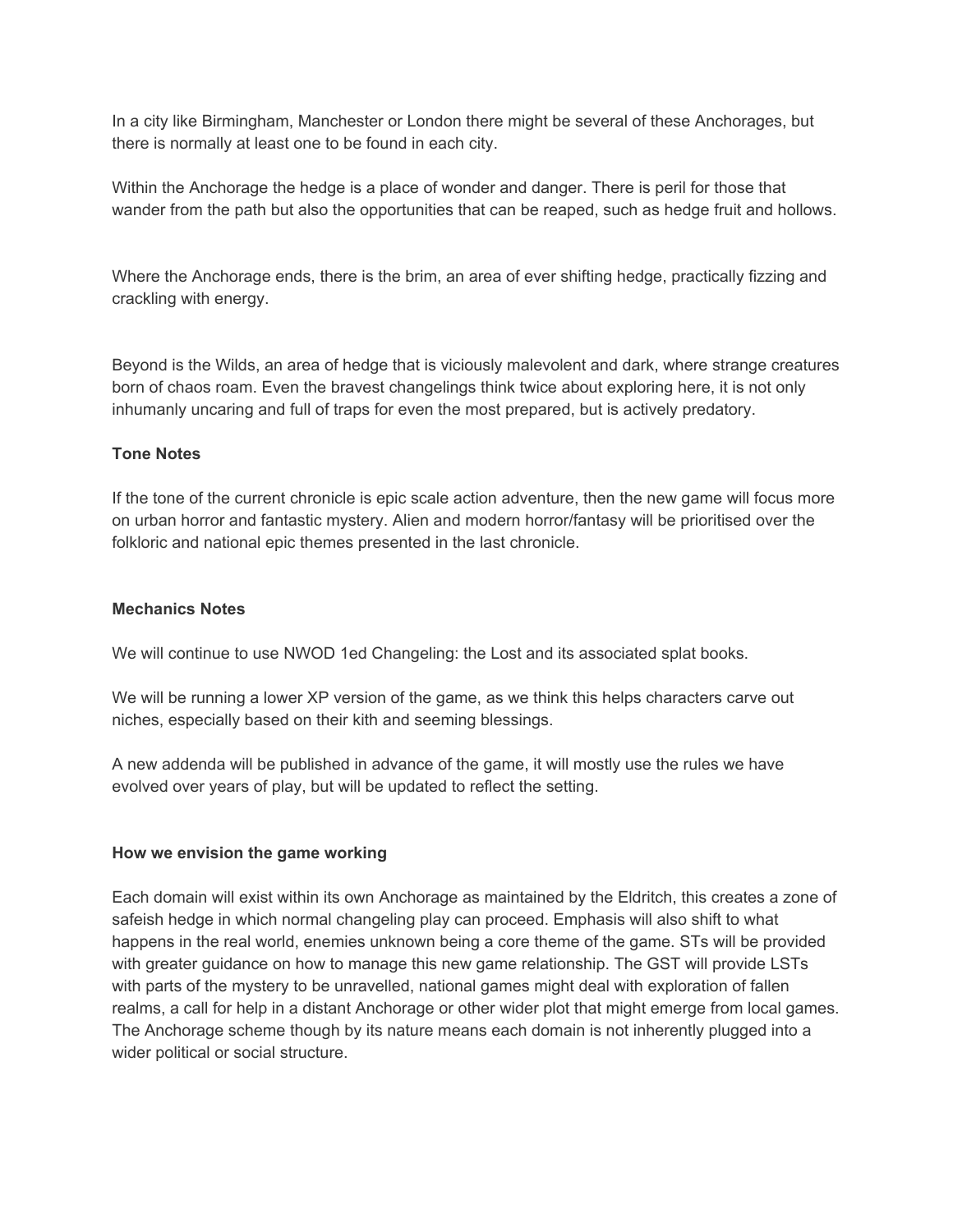In a city like Birmingham, Manchester or London there might be several of these Anchorages, but there is normally at least one to be found in each city.

Within the Anchorage the hedge is a place of wonder and danger. There is peril for those that wander from the path but also the opportunities that can be reaped, such as hedge fruit and hollows.

Where the Anchorage ends, there is the brim, an area of ever shifting hedge, practically fizzing and crackling with energy.

Beyond is the Wilds, an area of hedge that is viciously malevolent and dark, where strange creatures born of chaos roam. Even the bravest changelings think twice about exploring here, it is not only inhumanly uncaring and full of traps for even the most prepared, but is actively predatory.

**Tone Notes**

If the tone of the current chronicle is epic scale action adventure, then the new game will focus more on urban horror and fantastic mystery. Alien and modern horror/fantasy will be prioritised over the folkloric and national epic themes presented in the last chronicle.

**Mechanics Notes**

We will continue to use NWOD 1ed Changeling: the Lost and its associated splat books.

We will be running a lower XP version of the game, as we think this helps characters carve out niches, especially based on their kith and seeming blessings.

A new addenda will be published in advance of the game, it will mostly use the rules we have evolved over years of play, but will be updated to reflect the setting.

**How we envision the game working**

Each domain will exist within its own Anchorage as maintained by the Eldritch, this creates a zone of safeish hedge in which normal changeling play can proceed. Emphasis will also shift to what happens in the real world, enemies unknown being a core theme of the game. STs will be provided with greater guidance on how to manage this new game relationship. The GST will provide LSTs with parts of the mystery to be unravelled, national games might deal with exploration of fallen realms, a call for help in a distant Anchorage or other wider plot that might emerge from local games. The Anchorage scheme though by its nature means each domain is not inherently plugged into a wider political or social structure.